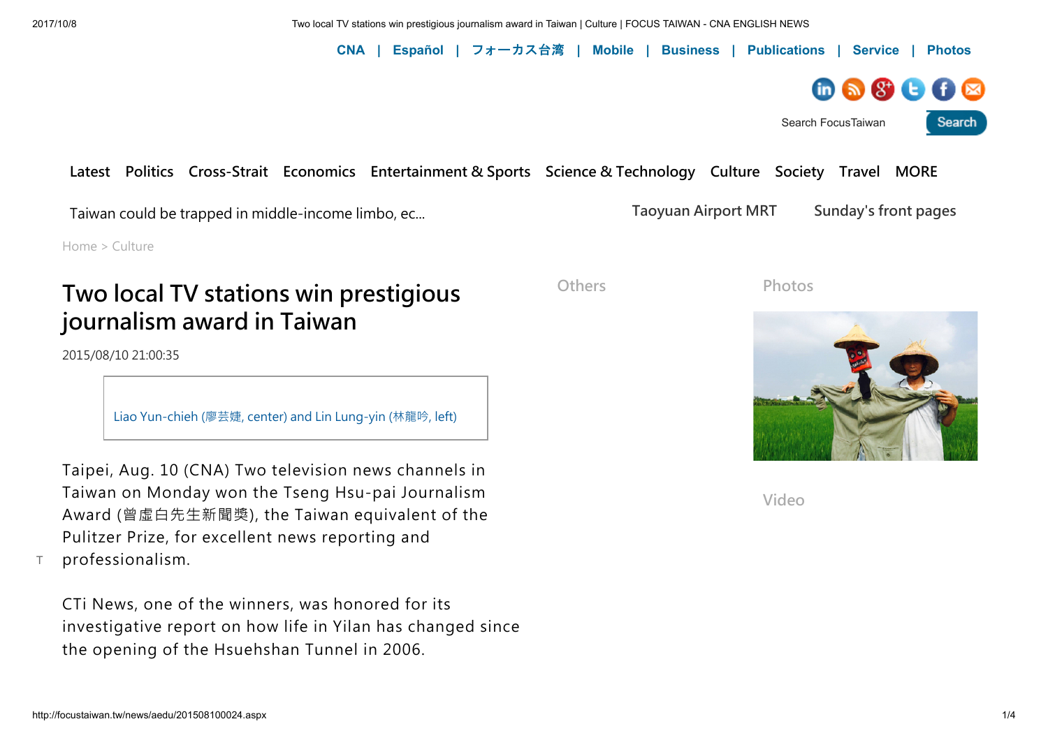CNA | Español | フォーカス台湾 | Mobile | Business | Publications | Service | Photos

Search FocusTaiwan Search

Latest Politics Cross-Strait Economics Entertainment & Sports Science & Technology Culture Society Travel MORE

Taiwan could be trapped in middle-income limbo, ec... Taoyuan Airport MRT Sunday's front pages

Home > Culture

# Two local TV stations win prestigious journalism award in Taiwan

2015/08/10 21:00:35

Liao Yun-chieh (廖芸婕, center) and Lin Lung-yin (林龍吟, left)

Taipei, Aug. 10 (CNA) Two television news channels in Taiwan on Monday won the Tseng Hsu-pai Journalism Award (曾虛白先生新聞獎), the Taiwan equivalent of the Pulitzer Prize, for excellent news reporting and professionalism.

CTi News, one of the winners, was honored for its investigative report on how life in Yilan has changed since the opening of the Hsuehshan Tunnel in 2006.

Others

Photos

Video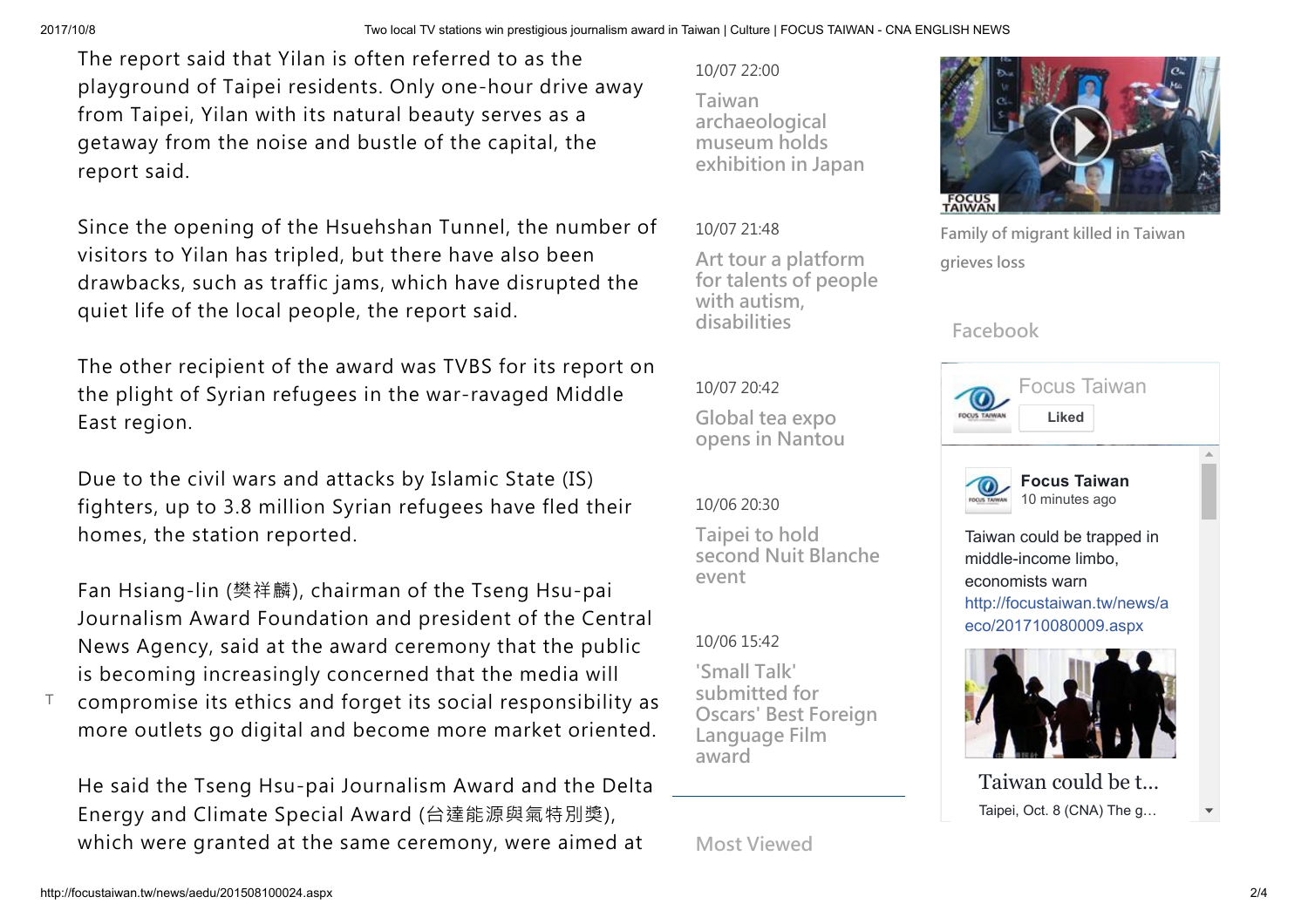The report said that Yilan is often referred to as the playground of Taipei residents. Only one-hour drive away from Taipei, Yilan with its natural beauty serves as a getaway from the noise and bustle of the capital, the report said.

Since the opening of the Hsuehshan Tunnel, the number of visitors to Yilan has tripled, but there have also been drawbacks, such as traffic jams, which have disrupted the quiet life of the local people, the report said.

The other recipient of the award was TVBS for its report on the plight of Syrian refugees in the war-ravaged Middle East region.

Due to the civil wars and attacks by Islamic State (IS) fighters, up to 3.8 million Syrian refugees have fled their homes, the station reported.

Fan Hsiang-lin (樊祥麟), chairman of the Tseng Hsu-pai Journalism Award Foundation and president of the Central News Agency, said at the award ceremony that the public is becoming increasingly concerned that the media will compromise its ethics and forget its social responsibility as more outlets go digital and become more market oriented.

He said the Tseng Hsu-pai Journalism Award and the Delta Energy and Climate Special Award (台達能源與氣特別獎), which were granted at the same ceremony, were aimed at

10/07 22:00
Taiwan archaeological museum holds exhibition in Japan

10/07 21:48
Art tour a platform for talents of people with autism, disabilities

10/07 20:42
Global tea expo opens in Nantou

10/06 20:30
Taipei to hold second Nuit Blanche event

10/06 15:42
'Small Talk' submitted for Oscars' Best Foreign Language Film award

Most Viewed

Family of migrant killed in Taiwan grieves loss

Facebook

Focus Taiwan
Liked

Focus Taiwan
10 minutes ago

Taiwan could be trapped in middle-income limbo, economists warn
http://focustaiwan.tw/news/aeco/201710080009.aspx

Taiwan could be t...
Taipei, Oct. 8 (CNA) The g...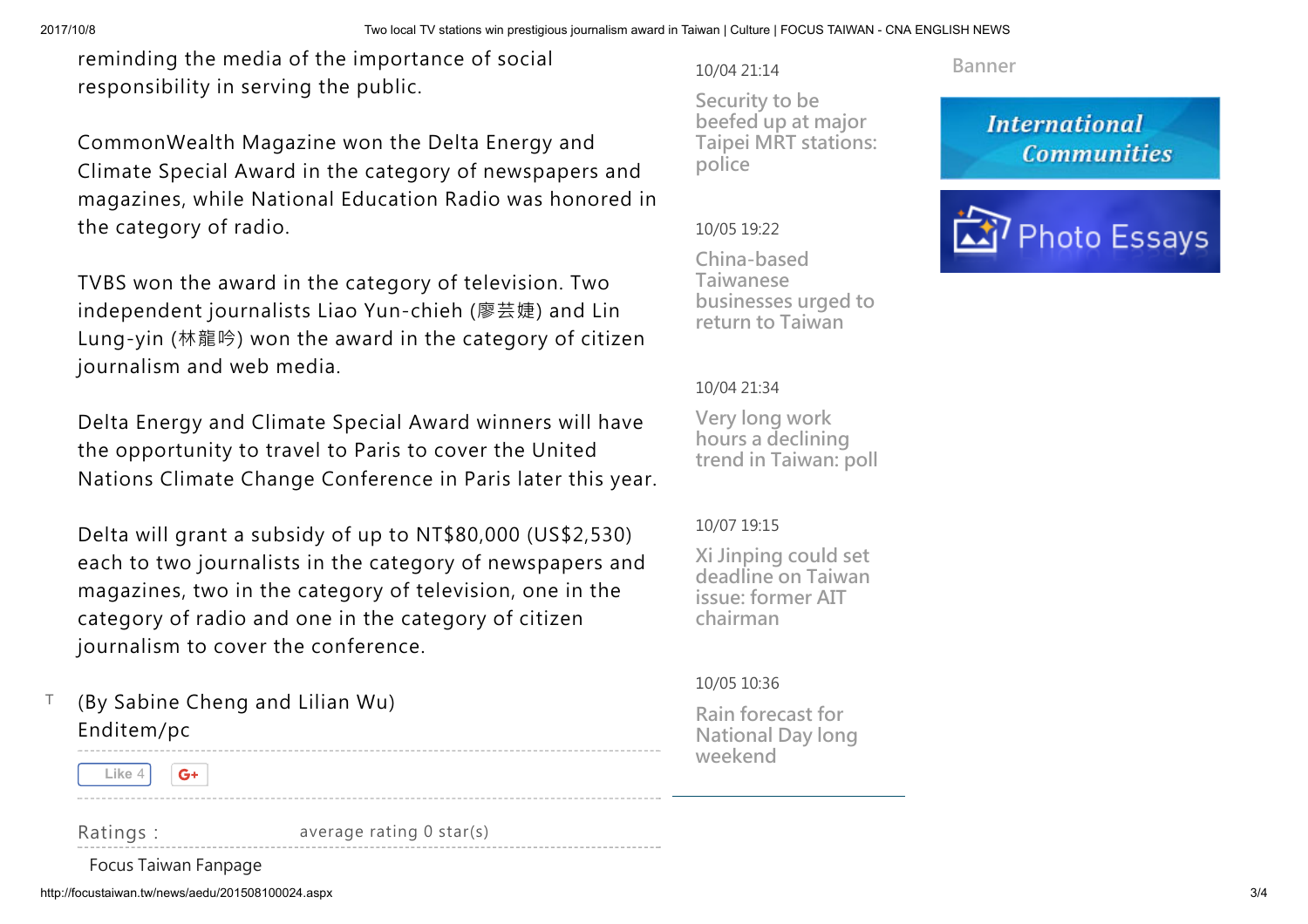reminding the media of the importance of social responsibility in serving the public.

CommonWealth Magazine won the Delta Energy and Climate Special Award in the category of newspapers and magazines, while National Education Radio was honored in the category of radio.

TVBS won the award in the category of television. Two independent journalists Liao Yun-chieh (廖芸婕) and Lin Lung-yin (林龍吟) won the award in the category of citizen journalism and web media.

Delta Energy and Climate Special Award winners will have the opportunity to travel to Paris to cover the United Nations Climate Change Conference in Paris later this year.

Delta will grant a subsidy of up to NT$80,000 (US$2,530) each to two journalists in the category of newspapers and magazines, two in the category of television, one in the category of radio and one in the category of citizen journalism to cover the conference.

(By Sabine Cheng and Lilian Wu)
Enditem/pc

Like 4

Ratings : average rating 0 star(s)

Focus Taiwan Fanpage

10/04 21:14
Security to be beefed up at major Taipei MRT stations: police

10/05 19:22
China-based Taiwanese businesses urged to return to Taiwan

10/04 21:34
Very long work hours a declining trend in Taiwan: poll

10/07 19:15
Xi Jinping could set deadline on Taiwan issue: former AIT chairman

10/05 10:36
Rain forecast for National Day long weekend

Banner

International Communities

Photo Essays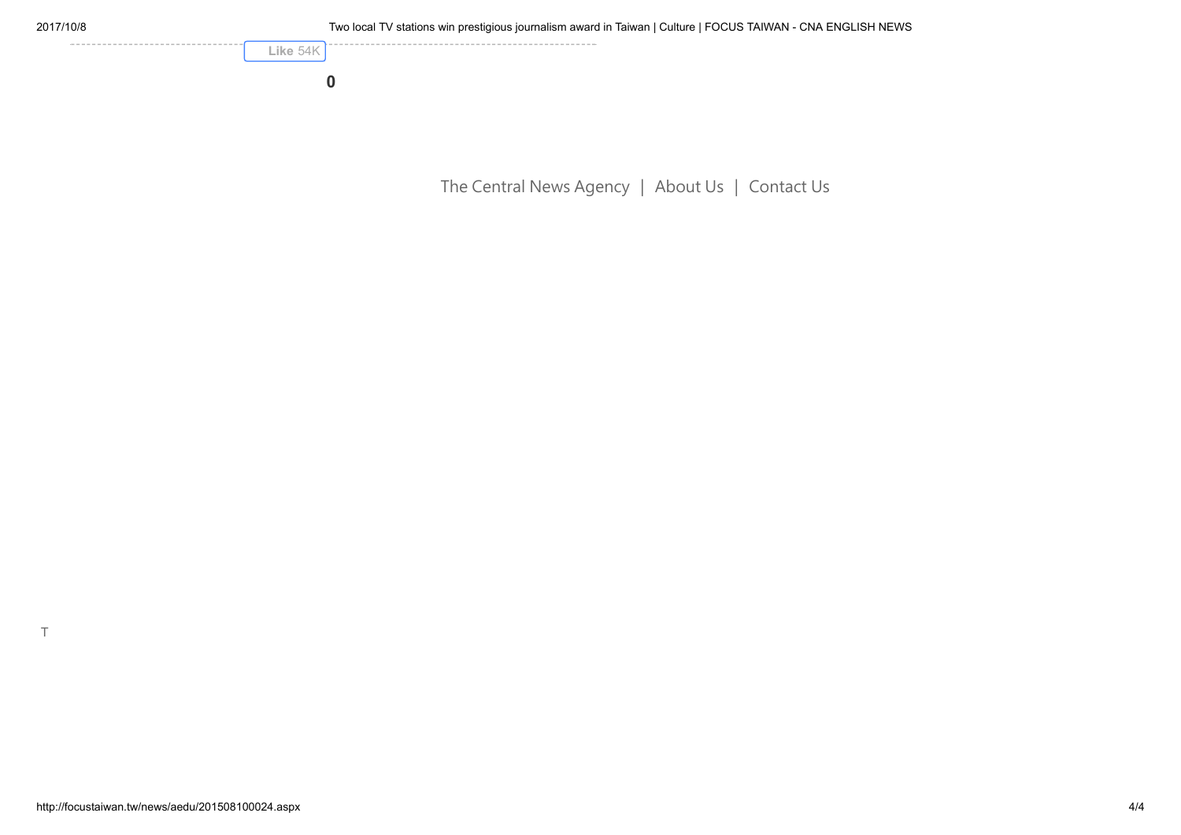Like 54K

0

The Central News Agency | About Us | Contact Us

T